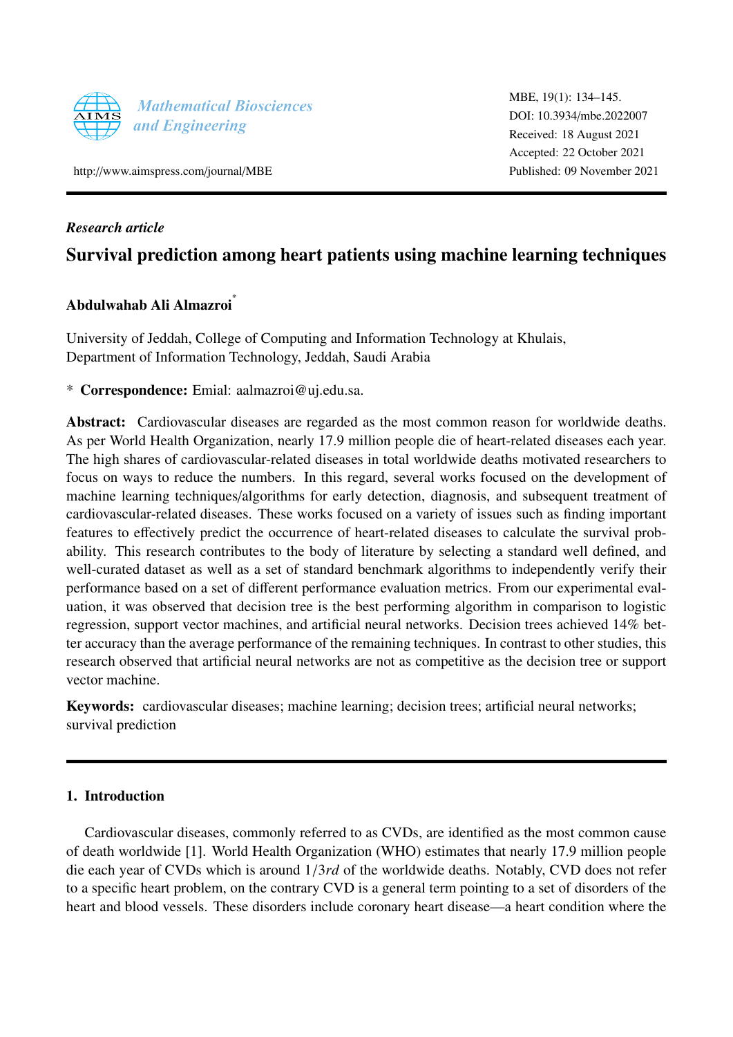*Mathematical Biosciences and Engineering*

http://www.aimspress.com/journal/MBE

MBE, 19(1): 134–145.
DOI: 10.3934/mbe.2022007
Received: 18 August 2021
Accepted: 22 October 2021
Published: 09 November 2021

---

*Research article*

# Survival prediction among heart patients using machine learning techniques

**Abdulwahab Ali Almazroi***

University of Jeddah, College of Computing and Information Technology at Khulais, Department of Information Technology, Jeddah, Saudi Arabia

\* **Correspondence:** Emial: aalmazroi@uj.edu.sa.

**Abstract:** Cardiovascular diseases are regarded as the most common reason for worldwide deaths. As per World Health Organization, nearly 17.9 million people die of heart-related diseases each year. The high shares of cardiovascular-related diseases in total worldwide deaths motivated researchers to focus on ways to reduce the numbers. In this regard, several works focused on the development of machine learning techniques/algorithms for early detection, diagnosis, and subsequent treatment of cardiovascular-related diseases. These works focused on a variety of issues such as finding important features to effectively predict the occurrence of heart-related diseases to calculate the survival probability. This research contributes to the body of literature by selecting a standard well defined, and well-curated dataset as well as a set of standard benchmark algorithms to independently verify their performance based on a set of different performance evaluation metrics. From our experimental evaluation, it was observed that decision tree is the best performing algorithm in comparison to logistic regression, support vector machines, and artificial neural networks. Decision trees achieved 14% better accuracy than the average performance of the remaining techniques. In contrast to other studies, this research observed that artificial neural networks are not as competitive as the decision tree or support vector machine.

**Keywords:** cardiovascular diseases; machine learning; decision trees; artificial neural networks; survival prediction

---

## 1. Introduction

Cardiovascular diseases, commonly referred to as CVDs, are identified as the most common cause of death worldwide [1]. World Health Organization (WHO) estimates that nearly 17.9 million people die each year of CVDs which is around $1/3rd$ of the worldwide deaths. Notably, CVD does not refer to a specific heart problem, on the contrary CVD is a general term pointing to a set of disorders of the heart and blood vessels. These disorders include coronary heart disease—a heart condition where the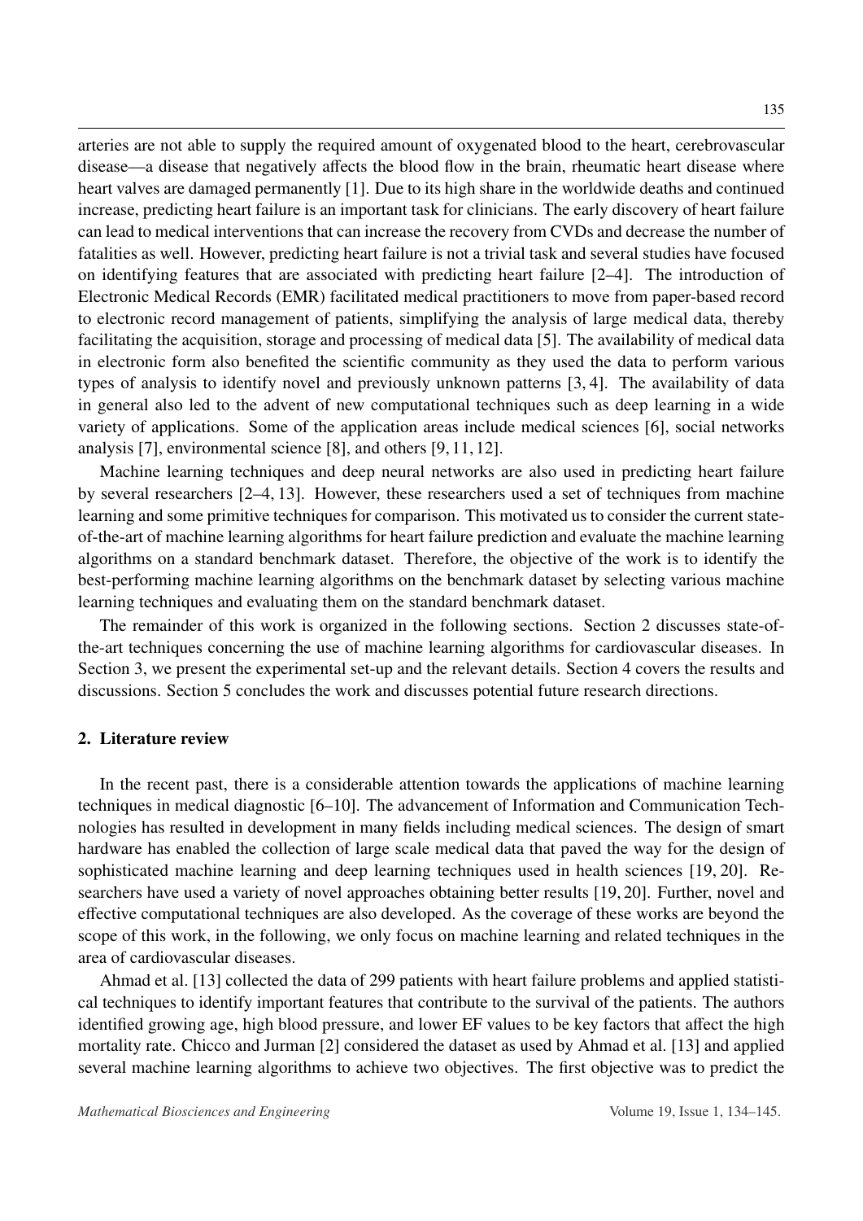arteries are not able to supply the required amount of oxygenated blood to the heart, cerebrovascular disease—a disease that negatively affects the blood flow in the brain, rheumatic heart disease where heart valves are damaged permanently [1]. Due to its high share in the worldwide deaths and continued increase, predicting heart failure is an important task for clinicians. The early discovery of heart failure can lead to medical interventions that can increase the recovery from CVDs and decrease the number of fatalities as well. However, predicting heart failure is not a trivial task and several studies have focused on identifying features that are associated with predicting heart failure [2–4]. The introduction of Electronic Medical Records (EMR) facilitated medical practitioners to move from paper-based record to electronic record management of patients, simplifying the analysis of large medical data, thereby facilitating the acquisition, storage and processing of medical data [5]. The availability of medical data in electronic form also benefited the scientific community as they used the data to perform various types of analysis to identify novel and previously unknown patterns [3, 4]. The availability of data in general also led to the advent of new computational techniques such as deep learning in a wide variety of applications. Some of the application areas include medical sciences [6], social networks analysis [7], environmental science [8], and others [9, 11, 12].

Machine learning techniques and deep neural networks are also used in predicting heart failure by several researchers [2–4, 13]. However, these researchers used a set of techniques from machine learning and some primitive techniques for comparison. This motivated us to consider the current state-of-the-art of machine learning algorithms for heart failure prediction and evaluate the machine learning algorithms on a standard benchmark dataset. Therefore, the objective of the work is to identify the best-performing machine learning algorithms on the benchmark dataset by selecting various machine learning techniques and evaluating them on the standard benchmark dataset.

The remainder of this work is organized in the following sections. Section 2 discusses state-of-the-art techniques concerning the use of machine learning algorithms for cardiovascular diseases. In Section 3, we present the experimental set-up and the relevant details. Section 4 covers the results and discussions. Section 5 concludes the work and discusses potential future research directions.

## 2. Literature review

In the recent past, there is a considerable attention towards the applications of machine learning techniques in medical diagnostic [6–10]. The advancement of Information and Communication Technologies has resulted in development in many fields including medical sciences. The design of smart hardware has enabled the collection of large scale medical data that paved the way for the design of sophisticated machine learning and deep learning techniques used in health sciences [19, 20]. Researchers have used a variety of novel approaches obtaining better results [19, 20]. Further, novel and effective computational techniques are also developed. As the coverage of these works are beyond the scope of this work, in the following, we only focus on machine learning and related techniques in the area of cardiovascular diseases.

Ahmad et al. [13] collected the data of 299 patients with heart failure problems and applied statistical techniques to identify important features that contribute to the survival of the patients. The authors identified growing age, high blood pressure, and lower EF values to be key factors that affect the high mortality rate. Chicco and Jurman [2] considered the dataset as used by Ahmad et al. [13] and applied several machine learning algorithms to achieve two objectives. The first objective was to predict the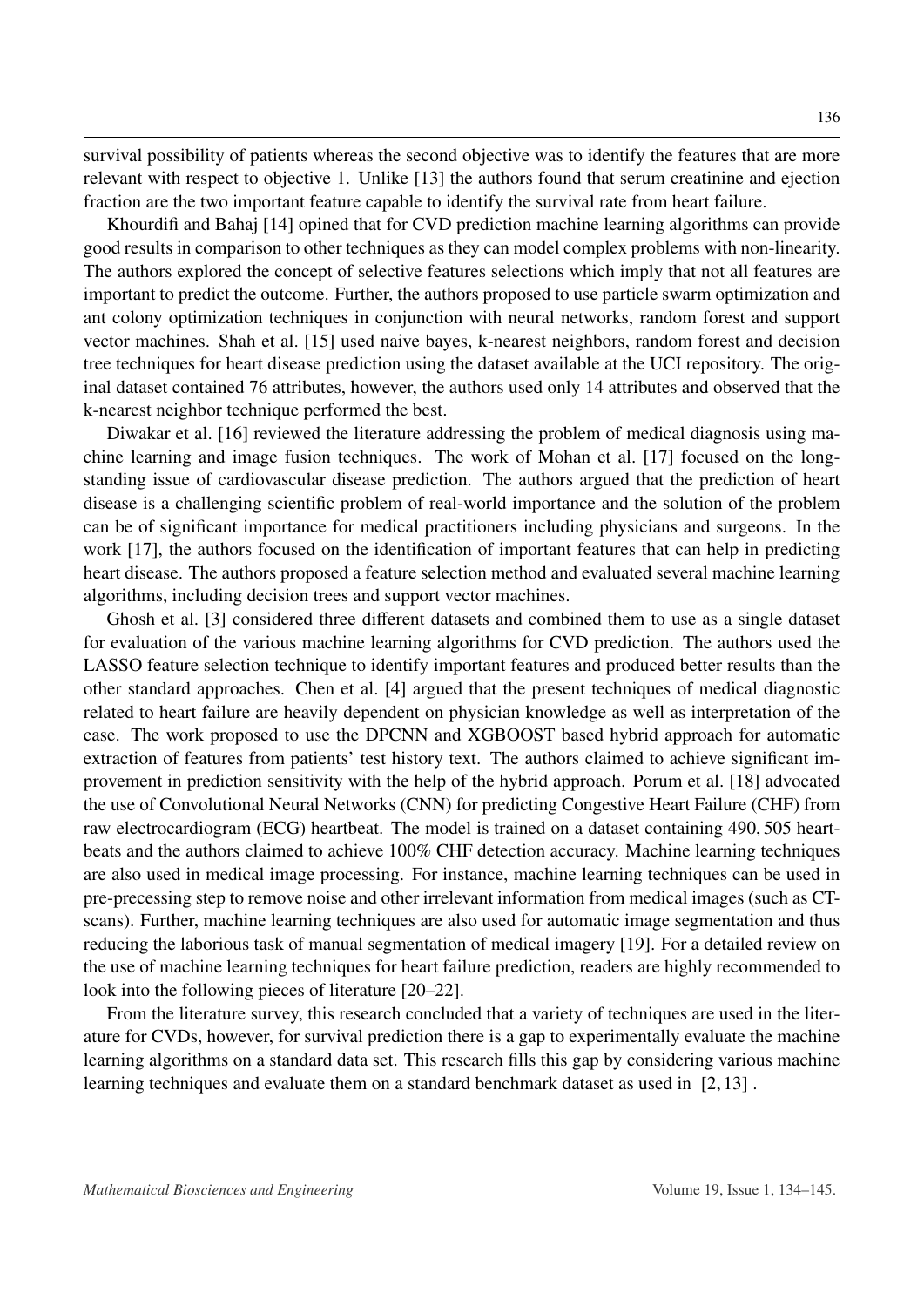survival possibility of patients whereas the second objective was to identify the features that are more relevant with respect to objective 1. Unlike [13] the authors found that serum creatinine and ejection fraction are the two important feature capable to identify the survival rate from heart failure.

Khourdifi and Bahaj [14] opined that for CVD prediction machine learning algorithms can provide good results in comparison to other techniques as they can model complex problems with non-linearity. The authors explored the concept of selective features selections which imply that not all features are important to predict the outcome. Further, the authors proposed to use particle swarm optimization and ant colony optimization techniques in conjunction with neural networks, random forest and support vector machines. Shah et al. [15] used naive bayes, k-nearest neighbors, random forest and decision tree techniques for heart disease prediction using the dataset available at the UCI repository. The original dataset contained 76 attributes, however, the authors used only 14 attributes and observed that the k-nearest neighbor technique performed the best.

Diwakar et al. [16] reviewed the literature addressing the problem of medical diagnosis using machine learning and image fusion techniques. The work of Mohan et al. [17] focused on the long-standing issue of cardiovascular disease prediction. The authors argued that the prediction of heart disease is a challenging scientific problem of real-world importance and the solution of the problem can be of significant importance for medical practitioners including physicians and surgeons. In the work [17], the authors focused on the identification of important features that can help in predicting heart disease. The authors proposed a feature selection method and evaluated several machine learning algorithms, including decision trees and support vector machines.

Ghosh et al. [3] considered three different datasets and combined them to use as a single dataset for evaluation of the various machine learning algorithms for CVD prediction. The authors used the LASSO feature selection technique to identify important features and produced better results than the other standard approaches. Chen et al. [4] argued that the present techniques of medical diagnostic related to heart failure are heavily dependent on physician knowledge as well as interpretation of the case. The work proposed to use the DPCNN and XGBOOST based hybrid approach for automatic extraction of features from patients' test history text. The authors claimed to achieve significant improvement in prediction sensitivity with the help of the hybrid approach. Porum et al. [18] advocated the use of Convolutional Neural Networks (CNN) for predicting Congestive Heart Failure (CHF) from raw electrocardiogram (ECG) heartbeat. The model is trained on a dataset containing 490,505 heartbeats and the authors claimed to achieve 100% CHF detection accuracy. Machine learning techniques are also used in medical image processing. For instance, machine learning techniques can be used in pre-precessing step to remove noise and other irrelevant information from medical images (such as CT-scans). Further, machine learning techniques are also used for automatic image segmentation and thus reducing the laborious task of manual segmentation of medical imagery [19]. For a detailed review on the use of machine learning techniques for heart failure prediction, readers are highly recommended to look into the following pieces of literature [20–22].

From the literature survey, this research concluded that a variety of techniques are used in the literature for CVDs, however, for survival prediction there is a gap to experimentally evaluate the machine learning algorithms on a standard data set. This research fills this gap by considering various machine learning techniques and evaluate them on a standard benchmark dataset as used in [2, 13] .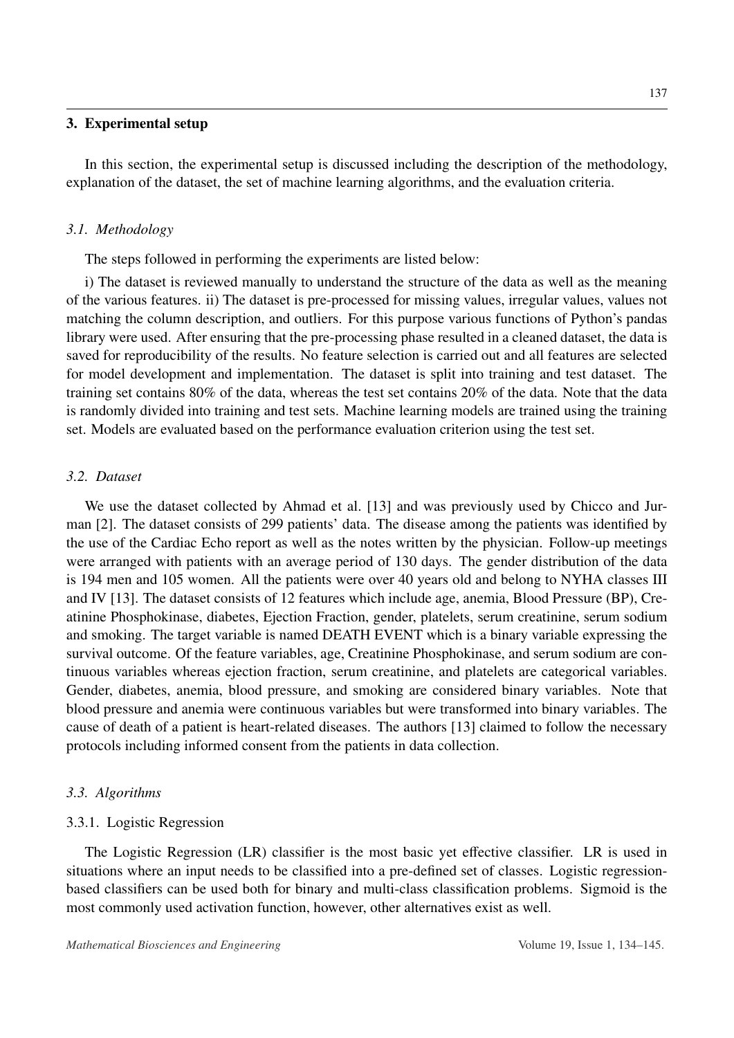## 3. Experimental setup

In this section, the experimental setup is discussed including the description of the methodology, explanation of the dataset, the set of machine learning algorithms, and the evaluation criteria.

### *3.1. Methodology*

The steps followed in performing the experiments are listed below:

i) The dataset is reviewed manually to understand the structure of the data as well as the meaning of the various features. ii) The dataset is pre-processed for missing values, irregular values, values not matching the column description, and outliers. For this purpose various functions of Python's pandas library were used. After ensuring that the pre-processing phase resulted in a cleaned dataset, the data is saved for reproducibility of the results. No feature selection is carried out and all features are selected for model development and implementation. The dataset is split into training and test dataset. The training set contains 80% of the data, whereas the test set contains 20% of the data. Note that the data is randomly divided into training and test sets. Machine learning models are trained using the training set. Models are evaluated based on the performance evaluation criterion using the test set.

### *3.2. Dataset*

We use the dataset collected by Ahmad et al. [13] and was previously used by Chicco and Jurman [2]. The dataset consists of 299 patients' data. The disease among the patients was identified by the use of the Cardiac Echo report as well as the notes written by the physician. Follow-up meetings were arranged with patients with an average period of 130 days. The gender distribution of the data is 194 men and 105 women. All the patients were over 40 years old and belong to NYHA classes III and IV [13]. The dataset consists of 12 features which include age, anemia, Blood Pressure (BP), Creatinine Phosphokinase, diabetes, Ejection Fraction, gender, platelets, serum creatinine, serum sodium and smoking. The target variable is named DEATH EVENT which is a binary variable expressing the survival outcome. Of the feature variables, age, Creatinine Phosphokinase, and serum sodium are continuous variables whereas ejection fraction, serum creatinine, and platelets are categorical variables. Gender, diabetes, anemia, blood pressure, and smoking are considered binary variables. Note that blood pressure and anemia were continuous variables but were transformed into binary variables. The cause of death of a patient is heart-related diseases. The authors [13] claimed to follow the necessary protocols including informed consent from the patients in data collection.

### *3.3. Algorithms*

#### 3.3.1. Logistic Regression

The Logistic Regression (LR) classifier is the most basic yet effective classifier. LR is used in situations where an input needs to be classified into a pre-defined set of classes. Logistic regression-based classifiers can be used both for binary and multi-class classification problems. Sigmoid is the most commonly used activation function, however, other alternatives exist as well.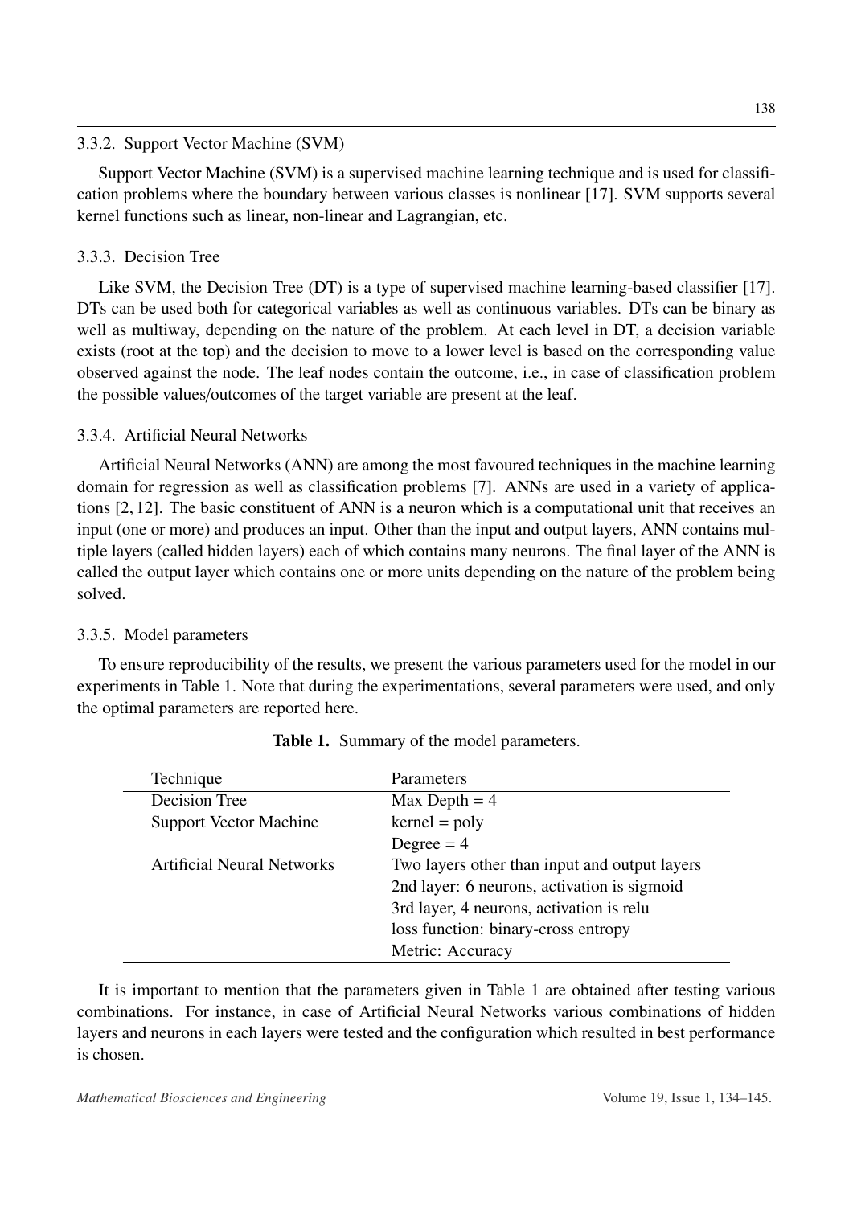### 3.3.2. Support Vector Machine (SVM)

Support Vector Machine (SVM) is a supervised machine learning technique and is used for classification problems where the boundary between various classes is nonlinear [17]. SVM supports several kernel functions such as linear, non-linear and Lagrangian, etc.

### 3.3.3. Decision Tree

Like SVM, the Decision Tree (DT) is a type of supervised machine learning-based classifier [17]. DTs can be used both for categorical variables as well as continuous variables. DTs can be binary as well as multiway, depending on the nature of the problem. At each level in DT, a decision variable exists (root at the top) and the decision to move to a lower level is based on the corresponding value observed against the node. The leaf nodes contain the outcome, i.e., in case of classification problem the possible values/outcomes of the target variable are present at the leaf.

### 3.3.4. Artificial Neural Networks

Artificial Neural Networks (ANN) are among the most favoured techniques in the machine learning domain for regression as well as classification problems [7]. ANNs are used in a variety of applications [2, 12]. The basic constituent of ANN is a neuron which is a computational unit that receives an input (one or more) and produces an input. Other than the input and output layers, ANN contains multiple layers (called hidden layers) each of which contains many neurons. The final layer of the ANN is called the output layer which contains one or more units depending on the nature of the problem being solved.

### 3.3.5. Model parameters

To ensure reproducibility of the results, we present the various parameters used for the model in our experiments in Table 1. Note that during the experimentations, several parameters were used, and only the optimal parameters are reported here.

**Table 1.** Summary of the model parameters.

| Technique | Parameters |
|---|---|
| Decision Tree | Max Depth = 4 |
| Support Vector Machine | kernel = poly |
| | Degree = 4 |
| Artificial Neural Networks | Two layers other than input and output layers |
| | 2nd layer: 6 neurons, activation is sigmoid |
| | 3rd layer, 4 neurons, activation is relu |
| | loss function: binary-cross entropy |
| | Metric: Accuracy |

It is important to mention that the parameters given in Table 1 are obtained after testing various combinations. For instance, in case of Artificial Neural Networks various combinations of hidden layers and neurons in each layers were tested and the configuration which resulted in best performance is chosen.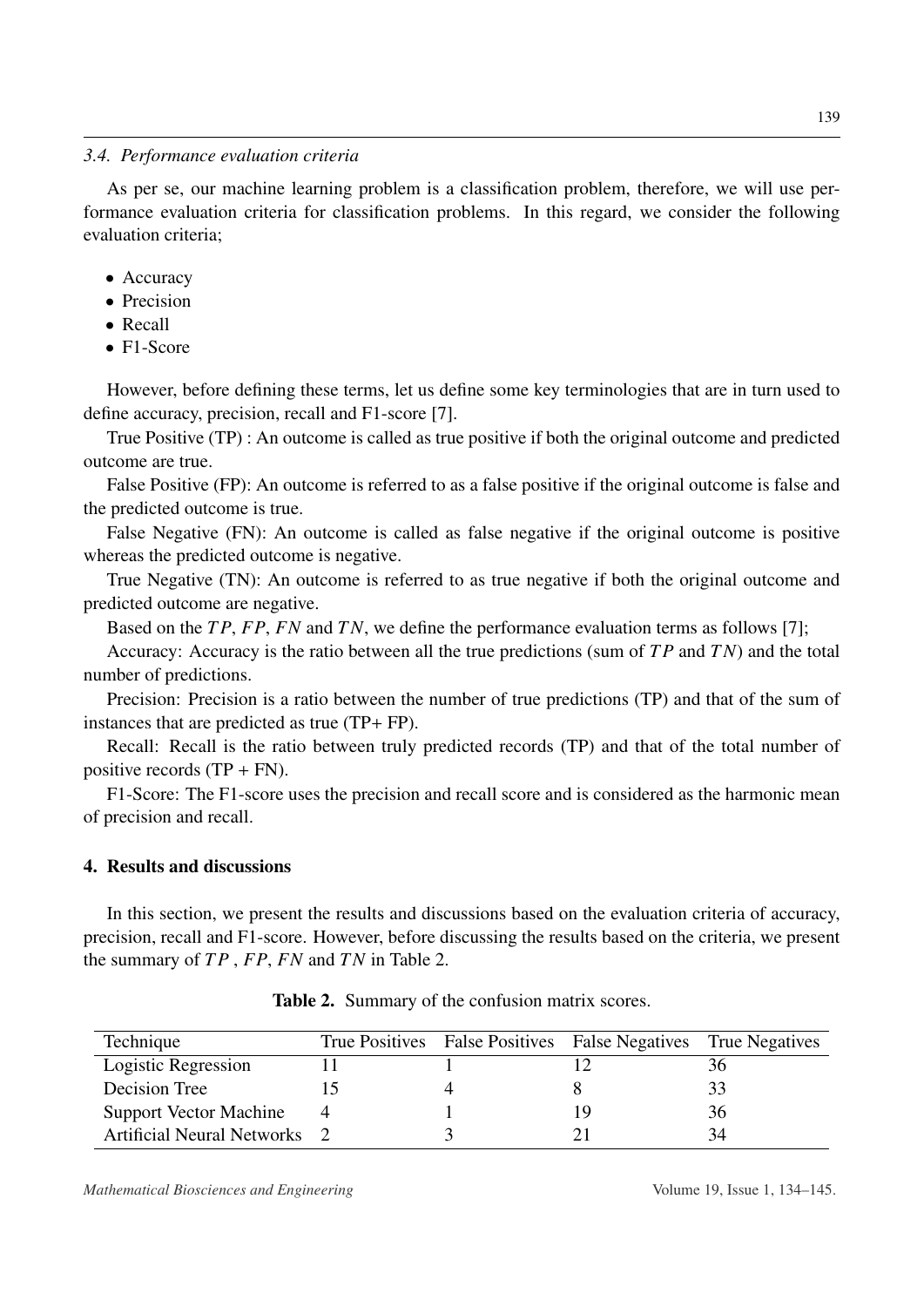### *3.4. Performance evaluation criteria*

As per se, our machine learning problem is a classification problem, therefore, we will use performance evaluation criteria for classification problems. In this regard, we consider the following evaluation criteria;

- Accuracy
- Precision
- Recall
- F1-Score

However, before defining these terms, let us define some key terminologies that are in turn used to define accuracy, precision, recall and F1-score [7].

True Positive (TP) : An outcome is called as true positive if both the original outcome and predicted outcome are true.

False Positive (FP): An outcome is referred to as a false positive if the original outcome is false and the predicted outcome is true.

False Negative (FN): An outcome is called as false negative if the original outcome is positive whereas the predicted outcome is negative.

True Negative (TN): An outcome is referred to as true negative if both the original outcome and predicted outcome are negative.

Based on the $TP$, $FP$, $FN$ and $TN$, we define the performance evaluation terms as follows [7];

Accuracy: Accuracy is the ratio between all the true predictions (sum of $TP$ and $TN$) and the total number of predictions.

Precision: Precision is a ratio between the number of true predictions (TP) and that of the sum of instances that are predicted as true (TP+ FP).

Recall: Recall is the ratio between truly predicted records (TP) and that of the total number of positive records (TP + FN).

F1-Score: The F1-score uses the precision and recall score and is considered as the harmonic mean of precision and recall.

## 4. Results and discussions

In this section, we present the results and discussions based on the evaluation criteria of accuracy, precision, recall and F1-score. However, before discussing the results based on the criteria, we present the summary of $TP$ , $FP$, $FN$ and $TN$ in Table 2.

**Table 2.** Summary of the confusion matrix scores.

| Technique | True Positives | False Positives | False Negatives | True Negatives |
|---|---|---|---|---|
| Logistic Regression | 11 | 1 | 12 | 36 |
| Decision Tree | 15 | 4 | 8 | 33 |
| Support Vector Machine | 4 | 1 | 19 | 36 |
| Artificial Neural Networks | 2 | 3 | 21 | 34 |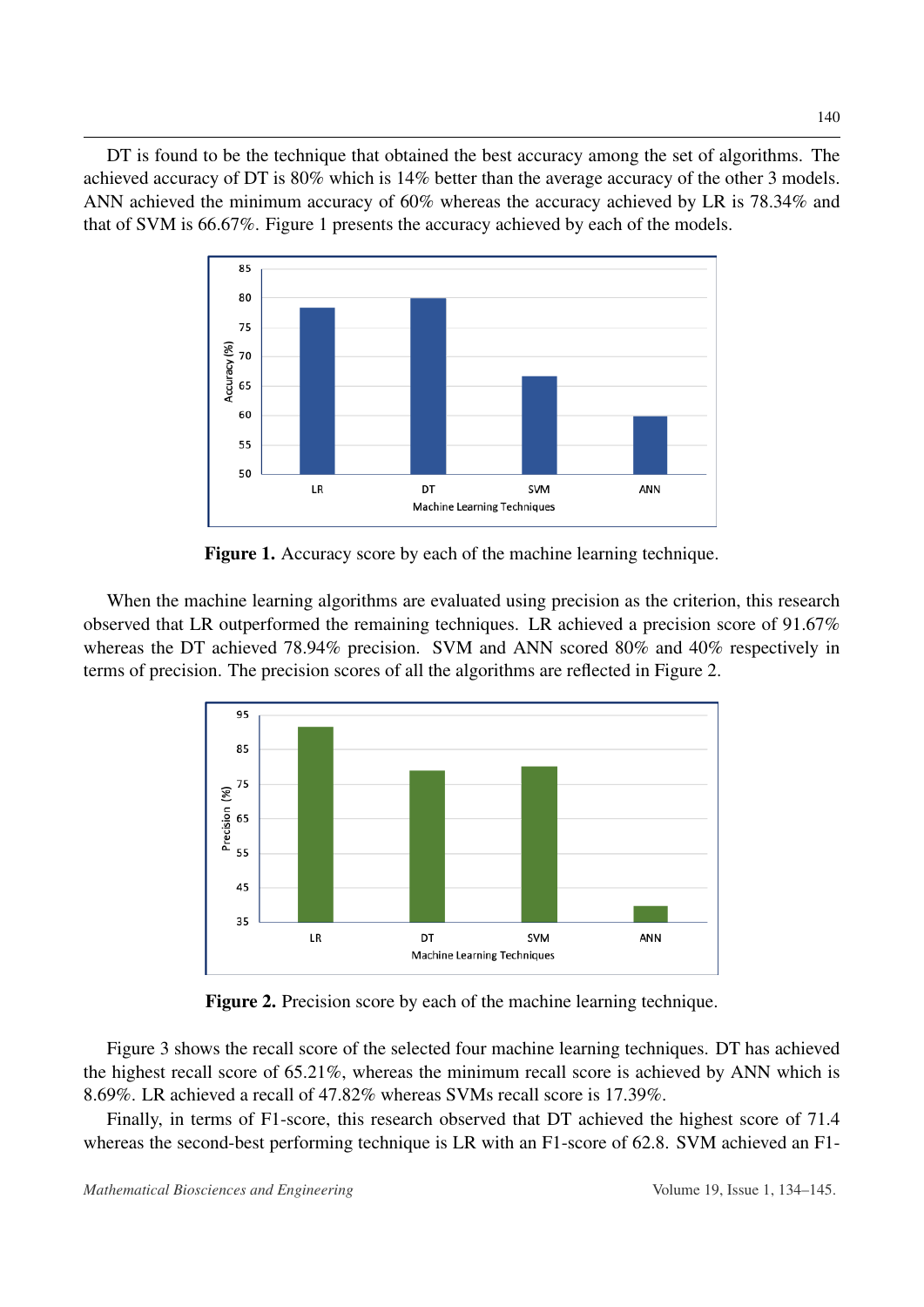DT is found to be the technique that obtained the best accuracy among the set of algorithms. The achieved accuracy of DT is 80% which is 14% better than the average accuracy of the other 3 models. ANN achieved the minimum accuracy of 60% whereas the accuracy achieved by LR is 78.34% and that of SVM is 66.67%. Figure 1 presents the accuracy achieved by each of the models.

**Figure 1.** Accuracy score by each of the machine learning technique.

When the machine learning algorithms are evaluated using precision as the criterion, this research observed that LR outperformed the remaining techniques. LR achieved a precision score of 91.67% whereas the DT achieved 78.94% precision. SVM and ANN scored 80% and 40% respectively in terms of precision. The precision scores of all the algorithms are reflected in Figure 2.

**Figure 2.** Precision score by each of the machine learning technique.

Figure 3 shows the recall score of the selected four machine learning techniques. DT has achieved the highest recall score of 65.21%, whereas the minimum recall score is achieved by ANN which is 8.69%. LR achieved a recall of 47.82% whereas SVMs recall score is 17.39%.

Finally, in terms of F1-score, this research observed that DT achieved the highest score of 71.4 whereas the second-best performing technique is LR with an F1-score of 62.8. SVM achieved an F1-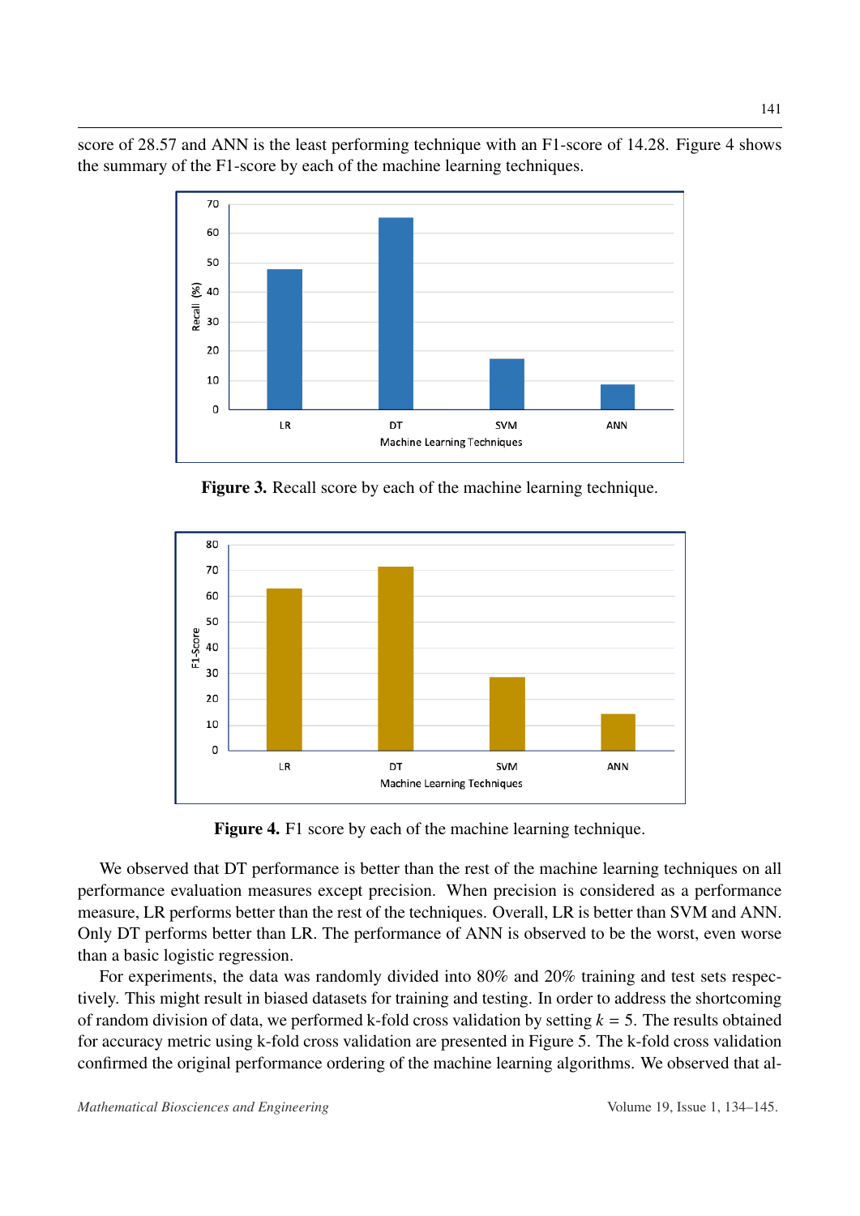score of 28.57 and ANN is the least performing technique with an F1-score of 14.28. Figure 4 shows the summary of the F1-score by each of the machine learning techniques.

**Figure 3.** Recall score by each of the machine learning technique.

**Figure 4.** F1 score by each of the machine learning technique.

We observed that DT performance is better than the rest of the machine learning techniques on all performance evaluation measures except precision. When precision is considered as a performance measure, LR performs better than the rest of the techniques. Overall, LR is better than SVM and ANN. Only DT performs better than LR. The performance of ANN is observed to be the worst, even worse than a basic logistic regression.

For experiments, the data was randomly divided into 80% and 20% training and test sets respectively. This might result in biased datasets for training and testing. In order to address the shortcoming of random division of data, we performed k-fold cross validation by setting $k = 5$. The results obtained for accuracy metric using k-fold cross validation are presented in Figure 5. The k-fold cross validation confirmed the original performance ordering of the machine learning algorithms. We observed that al-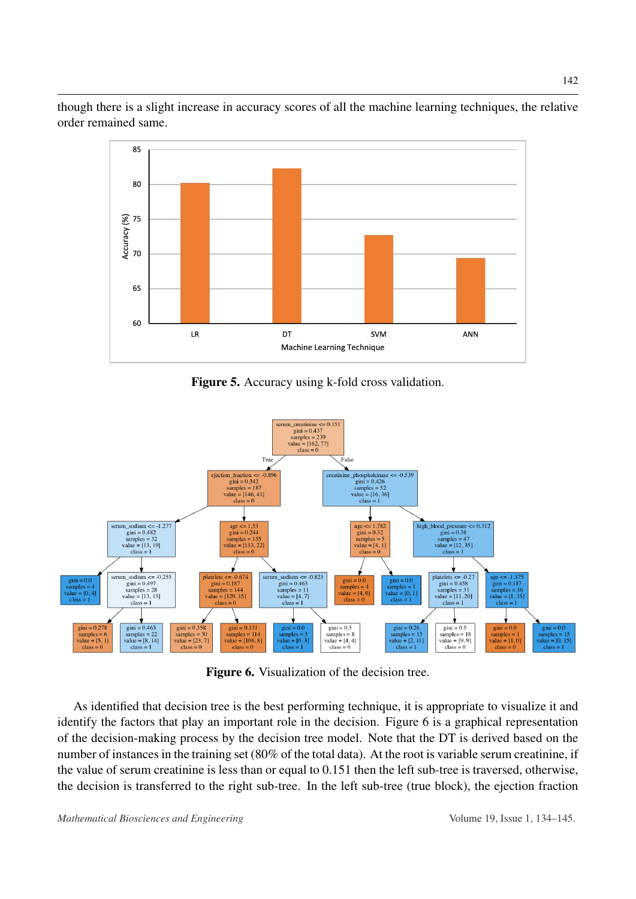though there is a slight increase in accuracy scores of all the machine learning techniques, the relative order remained same.

**Figure 5.** Accuracy using k-fold cross validation.

**Figure 6.** Visualization of the decision tree.

As identified that decision tree is the best performing technique, it is appropriate to visualize it and identify the factors that play an important role in the decision. Figure 6 is a graphical representation of the decision-making process by the decision tree model. Note that the DT is derived based on the number of instances in the training set (80% of the total data). At the root is variable serum creatinine, if the value of serum creatinine is less than or equal to 0.151 then the left sub-tree is traversed, otherwise, the decision is transferred to the right sub-tree. In the left sub-tree (true block), the ejection fraction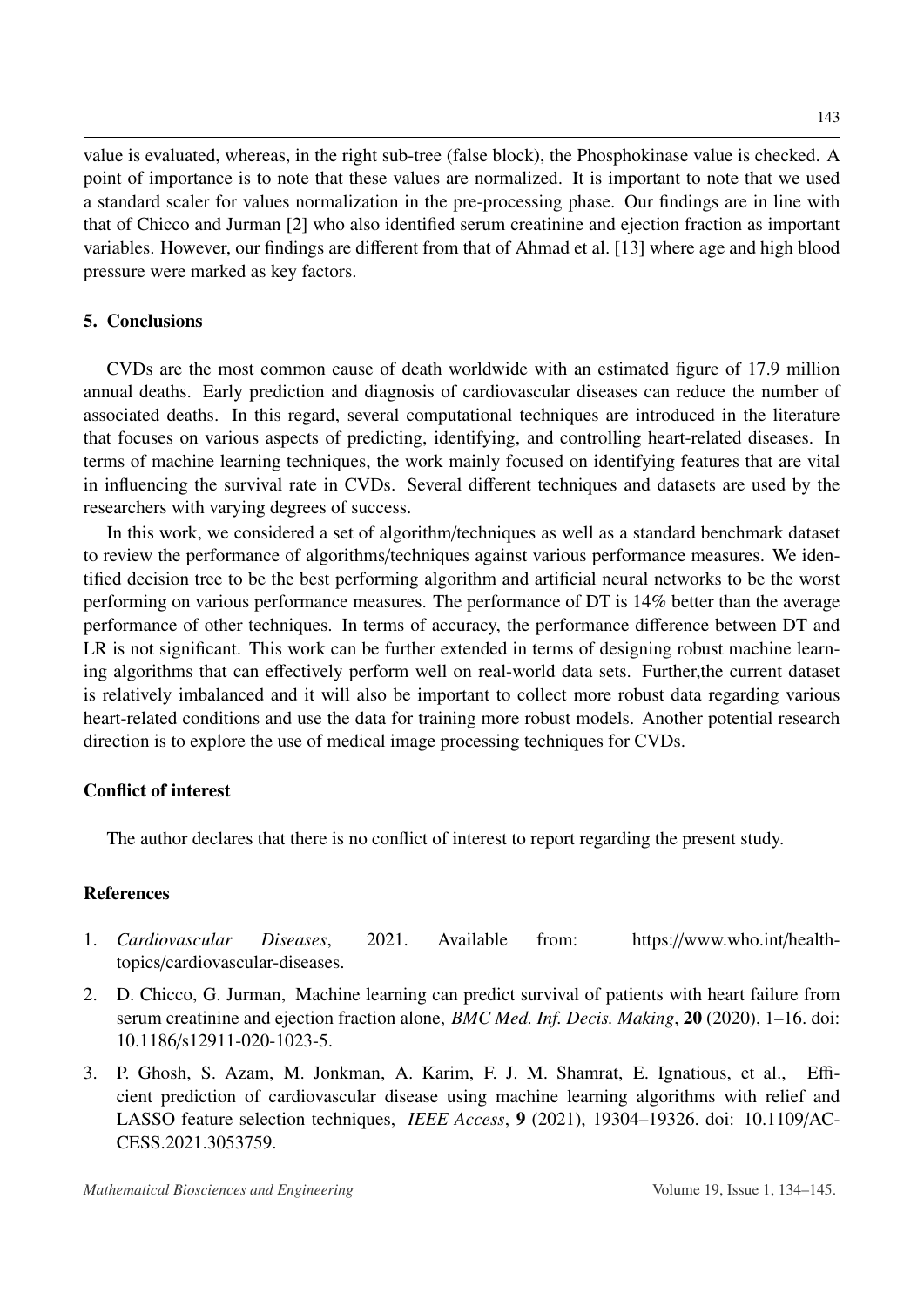value is evaluated, whereas, in the right sub-tree (false block), the Phosphokinase value is checked. A point of importance is to note that these values are normalized. It is important to note that we used a standard scaler for values normalization in the pre-processing phase. Our findings are in line with that of Chicco and Jurman [2] who also identified serum creatinine and ejection fraction as important variables. However, our findings are different from that of Ahmad et al. [13] where age and high blood pressure were marked as key factors.

## 5. Conclusions

CVDs are the most common cause of death worldwide with an estimated figure of 17.9 million annual deaths. Early prediction and diagnosis of cardiovascular diseases can reduce the number of associated deaths. In this regard, several computational techniques are introduced in the literature that focuses on various aspects of predicting, identifying, and controlling heart-related diseases. In terms of machine learning techniques, the work mainly focused on identifying features that are vital in influencing the survival rate in CVDs. Several different techniques and datasets are used by the researchers with varying degrees of success.

In this work, we considered a set of algorithm/techniques as well as a standard benchmark dataset to review the performance of algorithms/techniques against various performance measures. We identified decision tree to be the best performing algorithm and artificial neural networks to be the worst performing on various performance measures. The performance of DT is 14% better than the average performance of other techniques. In terms of accuracy, the performance difference between DT and LR is not significant. This work can be further extended in terms of designing robust machine learning algorithms that can effectively perform well on real-world data sets. Further,the current dataset is relatively imbalanced and it will also be important to collect more robust data regarding various heart-related conditions and use the data for training more robust models. Another potential research direction is to explore the use of medical image processing techniques for CVDs.

## Conflict of interest

The author declares that there is no conflict of interest to report regarding the present study.

## References

1. *Cardiovascular Diseases*, 2021. Available from: https://www.who.int/health-topics/cardiovascular-diseases.
2. D. Chicco, G. Jurman, Machine learning can predict survival of patients with heart failure from serum creatinine and ejection fraction alone, *BMC Med. Inf. Decis. Making*, **20** (2020), 1–16. doi: 10.1186/s12911-020-1023-5.
3. P. Ghosh, S. Azam, M. Jonkman, A. Karim, F. J. M. Shamrat, E. Ignatious, et al., Efficient prediction of cardiovascular disease using machine learning algorithms with relief and LASSO feature selection techniques, *IEEE Access*, **9** (2021), 19304–19326. doi: 10.1109/ACCESS.2021.3053759.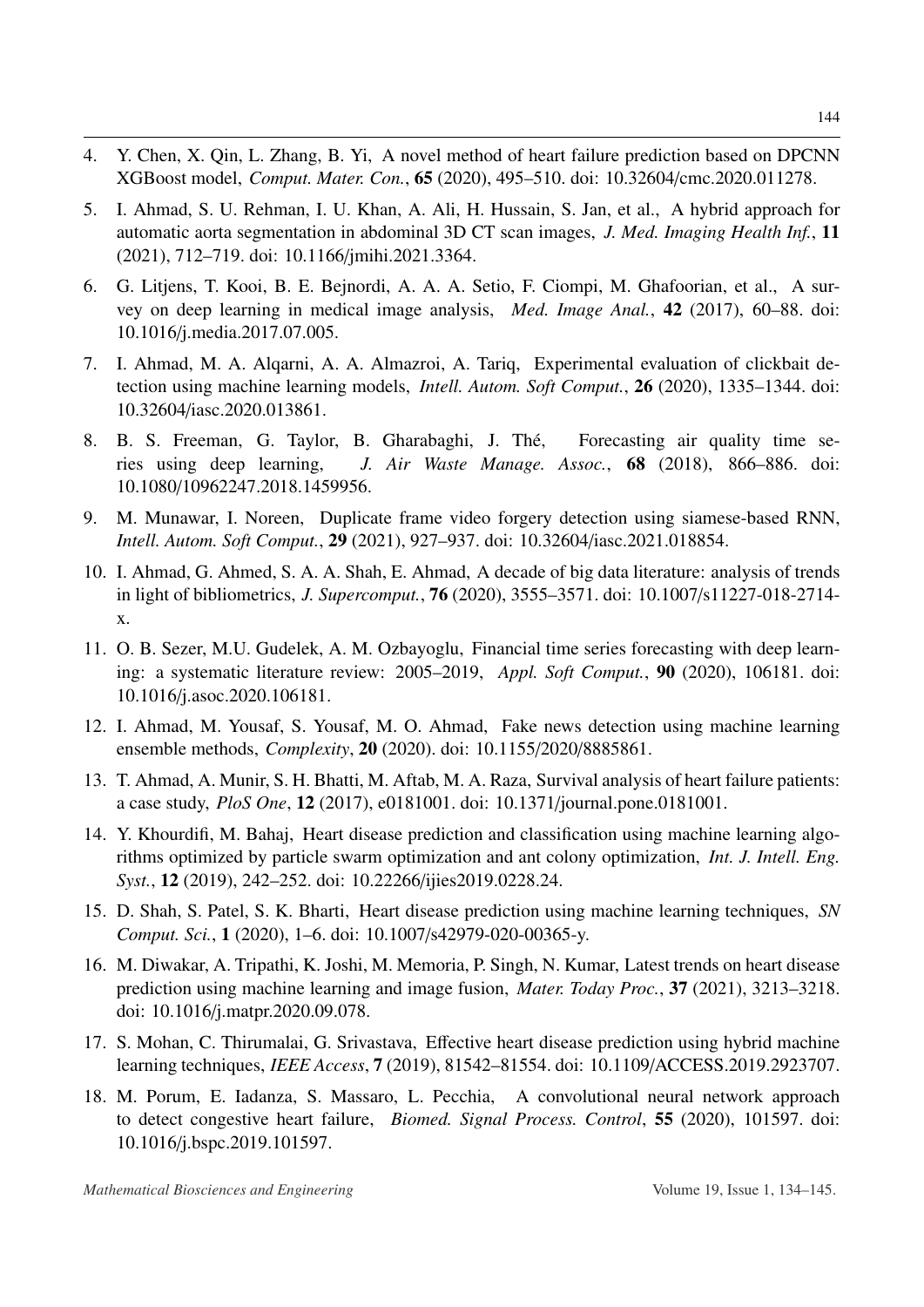4. Y. Chen, X. Qin, L. Zhang, B. Yi, A novel method of heart failure prediction based on DPCNN XGBoost model, *Comput. Mater. Con.*, **65** (2020), 495–510. doi: 10.32604/cmc.2020.011278.

5. I. Ahmad, S. U. Rehman, I. U. Khan, A. Ali, H. Hussain, S. Jan, et al., A hybrid approach for automatic aorta segmentation in abdominal 3D CT scan images, *J. Med. Imaging Health Inf.*, **11** (2021), 712–719. doi: 10.1166/jmihi.2021.3364.

6. G. Litjens, T. Kooi, B. E. Bejnordi, A. A. A. Setio, F. Ciompi, M. Ghafoorian, et al., A survey on deep learning in medical image analysis, *Med. Image Anal.*, **42** (2017), 60–88. doi: 10.1016/j.media.2017.07.005.

7. I. Ahmad, M. A. Alqarni, A. A. Almazroi, A. Tariq, Experimental evaluation of clickbait detection using machine learning models, *Intell. Autom. Soft Comput.*, **26** (2020), 1335–1344. doi: 10.32604/iasc.2020.013861.

8. B. S. Freeman, G. Taylor, B. Gharabaghi, J. Thé, Forecasting air quality time series using deep learning, *J. Air Waste Manage. Assoc.*, **68** (2018), 866–886. doi: 10.1080/10962247.2018.1459956.

9. M. Munawar, I. Noreen, Duplicate frame video forgery detection using siamese-based RNN, *Intell. Autom. Soft Comput.*, **29** (2021), 927–937. doi: 10.32604/iasc.2021.018854.

10. I. Ahmad, G. Ahmed, S. A. A. Shah, E. Ahmad, A decade of big data literature: analysis of trends in light of bibliometrics, *J. Supercomput.*, **76** (2020), 3555–3571. doi: 10.1007/s11227-018-2714-x.

11. O. B. Sezer, M.U. Gudelek, A. M. Ozbayoglu, Financial time series forecasting with deep learning: a systematic literature review: 2005–2019, *Appl. Soft Comput.*, **90** (2020), 106181. doi: 10.1016/j.asoc.2020.106181.

12. I. Ahmad, M. Yousaf, S. Yousaf, M. O. Ahmad, Fake news detection using machine learning ensemble methods, *Complexity*, **20** (2020). doi: 10.1155/2020/8885861.

13. T. Ahmad, A. Munir, S. H. Bhatti, M. Aftab, M. A. Raza, Survival analysis of heart failure patients: a case study, *PloS One*, **12** (2017), e0181001. doi: 10.1371/journal.pone.0181001.

14. Y. Khourdifi, M. Bahaj, Heart disease prediction and classification using machine learning algorithms optimized by particle swarm optimization and ant colony optimization, *Int. J. Intell. Eng. Syst.*, **12** (2019), 242–252. doi: 10.22266/ijies2019.0228.24.

15. D. Shah, S. Patel, S. K. Bharti, Heart disease prediction using machine learning techniques, *SN Comput. Sci.*, **1** (2020), 1–6. doi: 10.1007/s42979-020-00365-y.

16. M. Diwakar, A. Tripathi, K. Joshi, M. Memoria, P. Singh, N. Kumar, Latest trends on heart disease prediction using machine learning and image fusion, *Mater. Today Proc.*, **37** (2021), 3213–3218. doi: 10.1016/j.matpr.2020.09.078.

17. S. Mohan, C. Thirumalai, G. Srivastava, Effective heart disease prediction using hybrid machine learning techniques, *IEEE Access*, **7** (2019), 81542–81554. doi: 10.1109/ACCESS.2019.2923707.

18. M. Porum, E. Iadanza, S. Massaro, L. Pecchia, A convolutional neural network approach to detect congestive heart failure, *Biomed. Signal Process. Control*, **55** (2020), 101597. doi: 10.1016/j.bspc.2019.101597.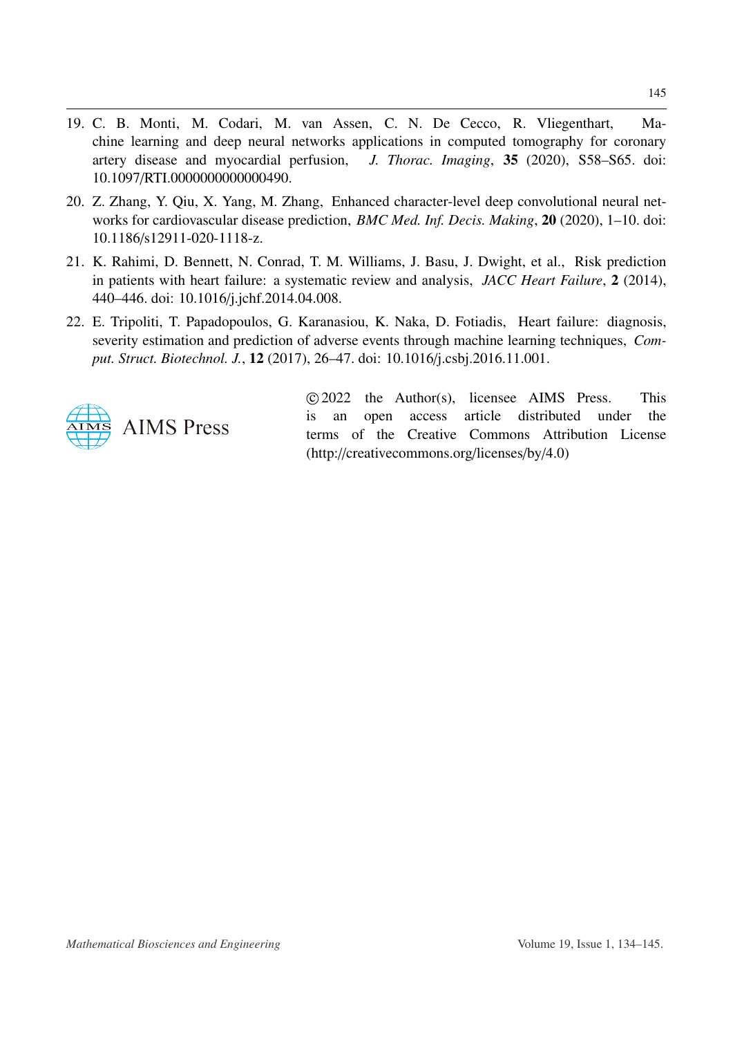19. C. B. Monti, M. Codari, M. van Assen, C. N. De Cecco, R. Vliegenthart, Machine learning and deep neural networks applications in computed tomography for coronary artery disease and myocardial perfusion, *J. Thorac. Imaging*, **35** (2020), S58–S65. doi: 10.1097/RTI.0000000000000490.

20. Z. Zhang, Y. Qiu, X. Yang, M. Zhang, Enhanced character-level deep convolutional neural networks for cardiovascular disease prediction, *BMC Med. Inf. Decis. Making*, **20** (2020), 1–10. doi: 10.1186/s12911-020-1118-z.

21. K. Rahimi, D. Bennett, N. Conrad, T. M. Williams, J. Basu, J. Dwight, et al., Risk prediction in patients with heart failure: a systematic review and analysis, *JACC Heart Failure*, **2** (2014), 440–446. doi: 10.1016/j.jchf.2014.04.008.

22. E. Tripoliti, T. Papadopoulos, G. Karanasiou, K. Naka, D. Fotiadis, Heart failure: diagnosis, severity estimation and prediction of adverse events through machine learning techniques, *Comput. Struct. Biotechnol. J.*, **12** (2017), 26–47. doi: 10.1016/j.csbj.2016.11.001.

AIMS Press

©2022 the Author(s), licensee AIMS Press. This is an open access article distributed under the terms of the Creative Commons Attribution License (http://creativecommons.org/licenses/by/4.0)